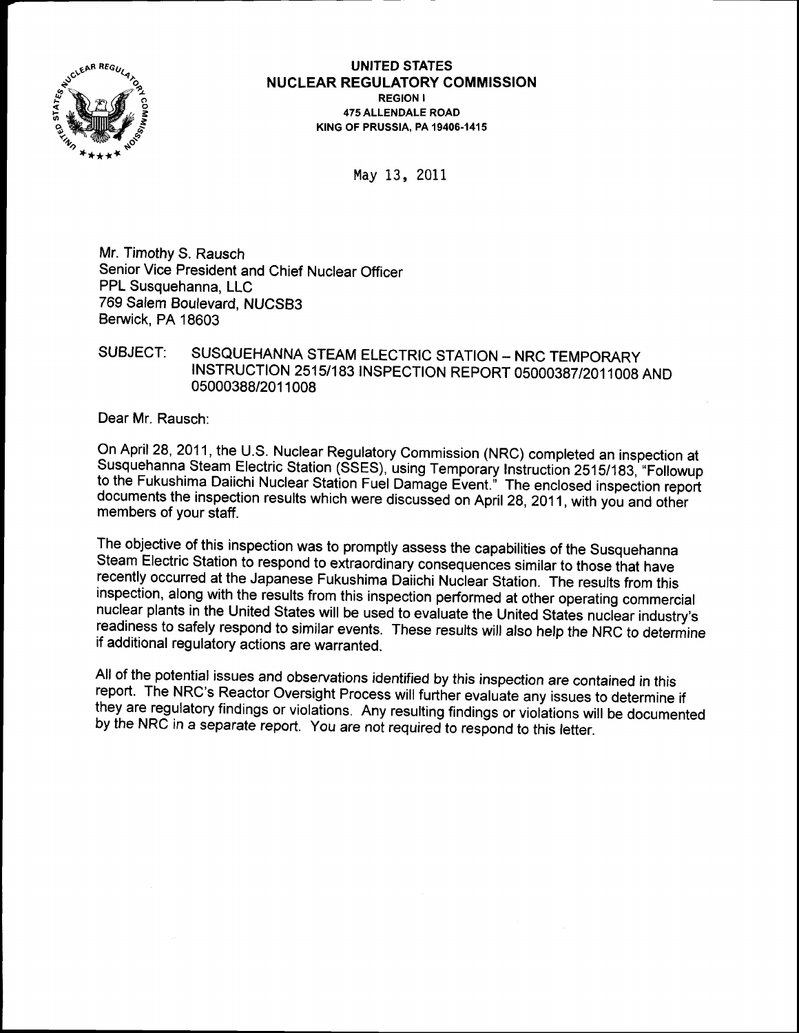**UNITED STATES**
**NUCLEAR REGULATORY COMMISSION**
**REGION I**
**475 ALLENDALE ROAD**
**KING OF PRUSSIA, PA 19406-1415**

May 13, 2011

Mr. Timothy S. Rausch
Senior Vice President and Chief Nuclear Officer
PPL Susquehanna, LLC
769 Salem Boulevard, NUCSB3
Berwick, PA 18603

SUBJECT: SUSQUEHANNA STEAM ELECTRIC STATION – NRC TEMPORARY INSTRUCTION 2515/183 INSPECTION REPORT 05000387/2011008 AND 05000388/2011008

Dear Mr. Rausch:

On April 28, 2011, the U.S. Nuclear Regulatory Commission (NRC) completed an inspection at Susquehanna Steam Electric Station (SSES), using Temporary Instruction 2515/183, "Followup to the Fukushima Daiichi Nuclear Station Fuel Damage Event." The enclosed inspection report documents the inspection results which were discussed on April 28, 2011, with you and other members of your staff.

The objective of this inspection was to promptly assess the capabilities of the Susquehanna Steam Electric Station to respond to extraordinary consequences similar to those that have recently occurred at the Japanese Fukushima Daiichi Nuclear Station. The results from this inspection, along with the results from this inspection performed at other operating commercial nuclear plants in the United States will be used to evaluate the United States nuclear industry's readiness to safely respond to similar events. These results will also help the NRC to determine if additional regulatory actions are warranted.

All of the potential issues and observations identified by this inspection are contained in this report. The NRC's Reactor Oversight Process will further evaluate any issues to determine if they are regulatory findings or violations. Any resulting findings or violations will be documented by the NRC in a separate report. You are not required to respond to this letter.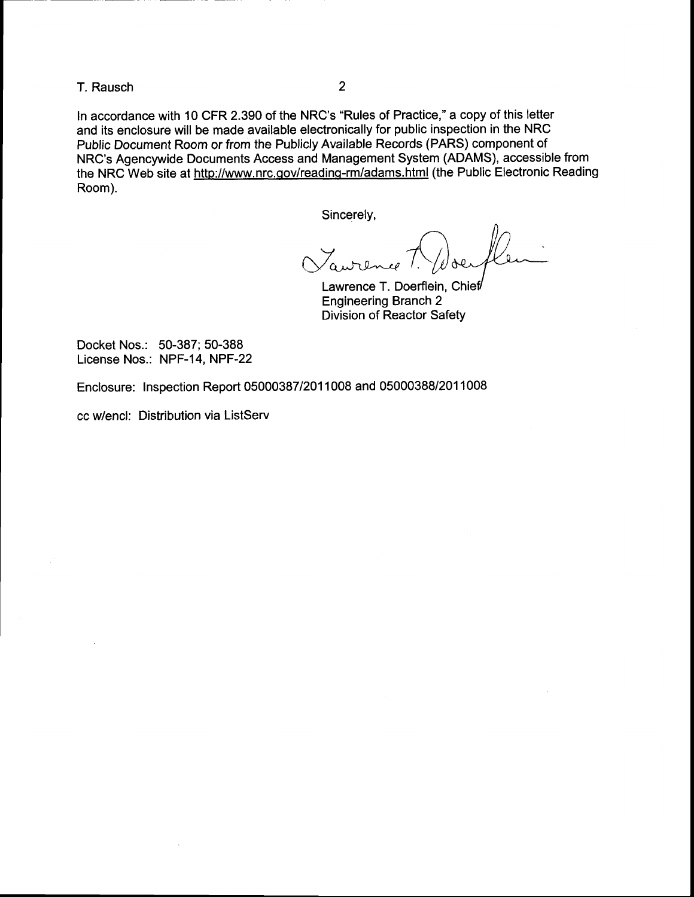In accordance with 10 CFR 2.390 of the NRC's "Rules of Practice," a copy of this letter and its enclosure will be made available electronically for public inspection in the NRC Public Document Room or from the Publicly Available Records (PARS) component of NRC's Agencywide Documents Access and Management System (ADAMS), accessible from the NRC Web site at http://www.nrc.gov/reading-rm/adams.html (the Public Electronic Reading Room).

Sincerely,

Lawrence T. Doerflein, Chief
Engineering Branch 2
Division of Reactor Safety

Docket Nos.: 50-387; 50-388
License Nos.: NPF-14, NPF-22

Enclosure: Inspection Report 05000387/2011008 and 05000388/2011008

cc w/encl: Distribution via ListServ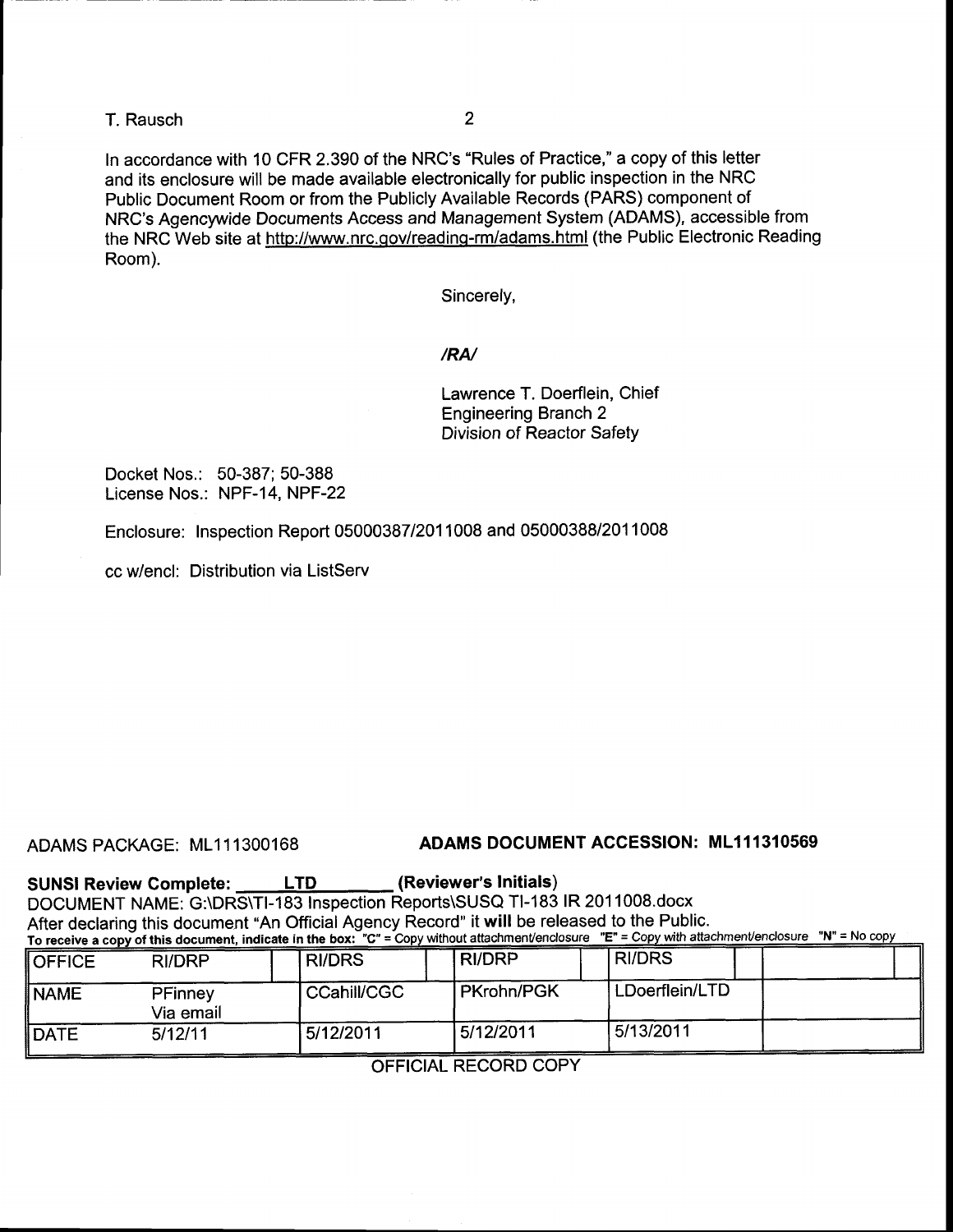T. Rausch

In accordance with 10 CFR 2.390 of the NRC's "Rules of Practice," a copy of this letter and its enclosure will be made available electronically for public inspection in the NRC Public Document Room or from the Publicly Available Records (PARS) component of NRC's Agencywide Documents Access and Management System (ADAMS), accessible from the NRC Web site at http://www.nrc.gov/reading-rm/adams.html (the Public Electronic Reading Room).

Sincerely,

*/RA/*

Lawrence T. Doerflein, Chief
Engineering Branch 2
Division of Reactor Safety

Docket Nos.: 50-387; 50-388
License Nos.: NPF-14, NPF-22

Enclosure: Inspection Report 05000387/2011008 and 05000388/2011008

cc w/encl: Distribution via ListServ

ADAMS PACKAGE: ML111300168 **ADAMS DOCUMENT ACCESSION: ML111310569**

**SUNSI Review Complete: LTD (Reviewer's Initials)**
DOCUMENT NAME: G:\DRS\TI-183 Inspection Reports\SUSQ TI-183 IR 2011008.docx
After declaring this document "An Official Agency Record" it **will** be released to the Public.
**To receive a copy of this document, indicate in the box: "C" = Copy without attachment/enclosure "E" = Copy with attachment/enclosure "N" = No copy**

| OFFICE | RI/DRP | RI/DRS | RI/DRP | RI/DRS | |
|---|---|---|---|---|---|
| NAME | PFinney Via email | CCahill/CGC | PKrohn/PGK | LDoerflein/LTD | |
| DATE | 5/12/11 | 5/12/2011 | 5/12/2011 | 5/13/2011 | |

OFFICIAL RECORD COPY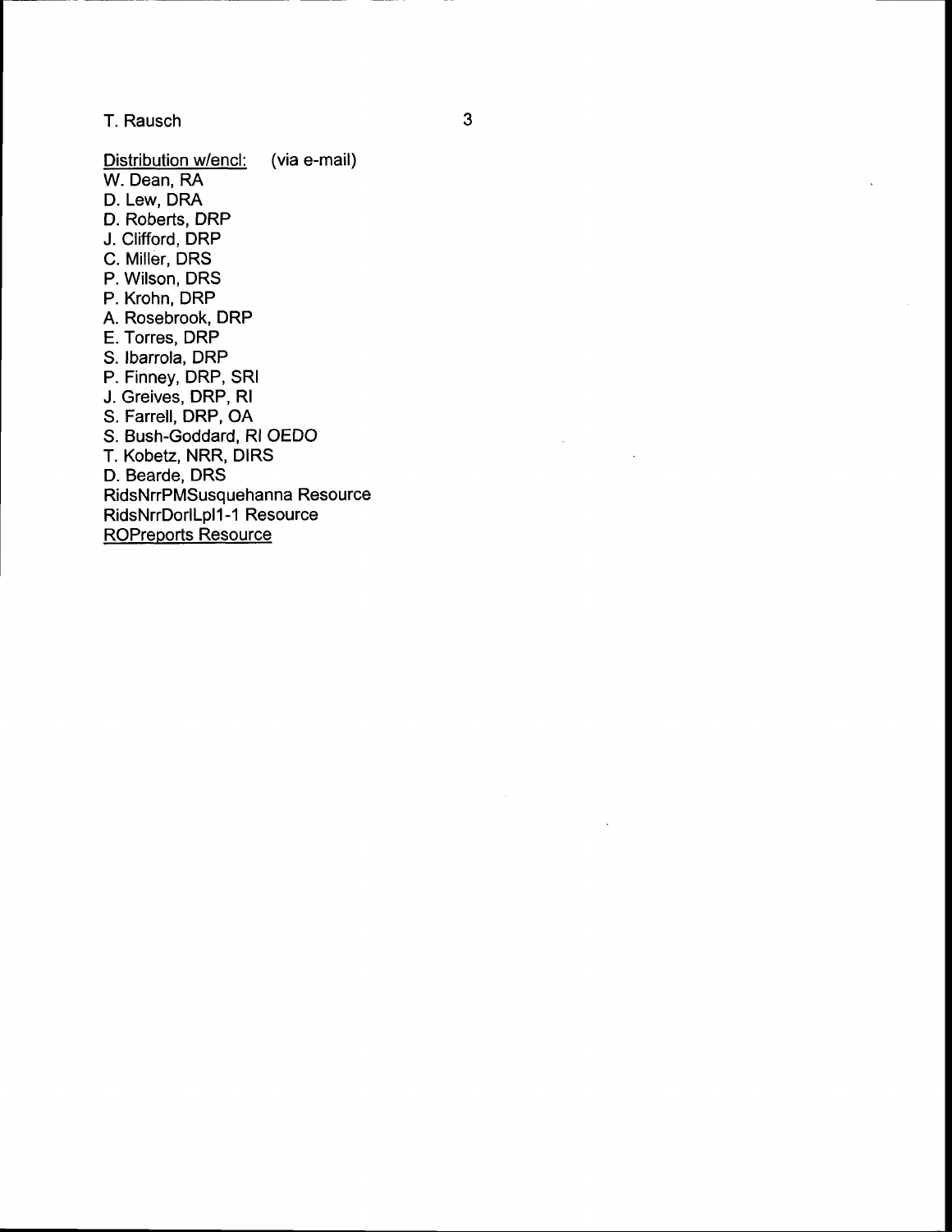Distribution w/encl: (via e-mail)

W. Dean, RA
D. Lew, DRA
D. Roberts, DRP
J. Clifford, DRP
C. Miller, DRS
P. Wilson, DRS
P. Krohn, DRP
A. Rosebrook, DRP
E. Torres, DRP
S. Ibarrola, DRP
P. Finney, DRP, SRI
J. Greives, DRP, RI
S. Farrell, DRP, OA
S. Bush-Goddard, RI OEDO
T. Kobetz, NRR, DIRS
D. Bearde, DRS
RidsNrrPMSusquehanna Resource
RidsNrrDorlLpl1-1 Resource
ROPreports Resource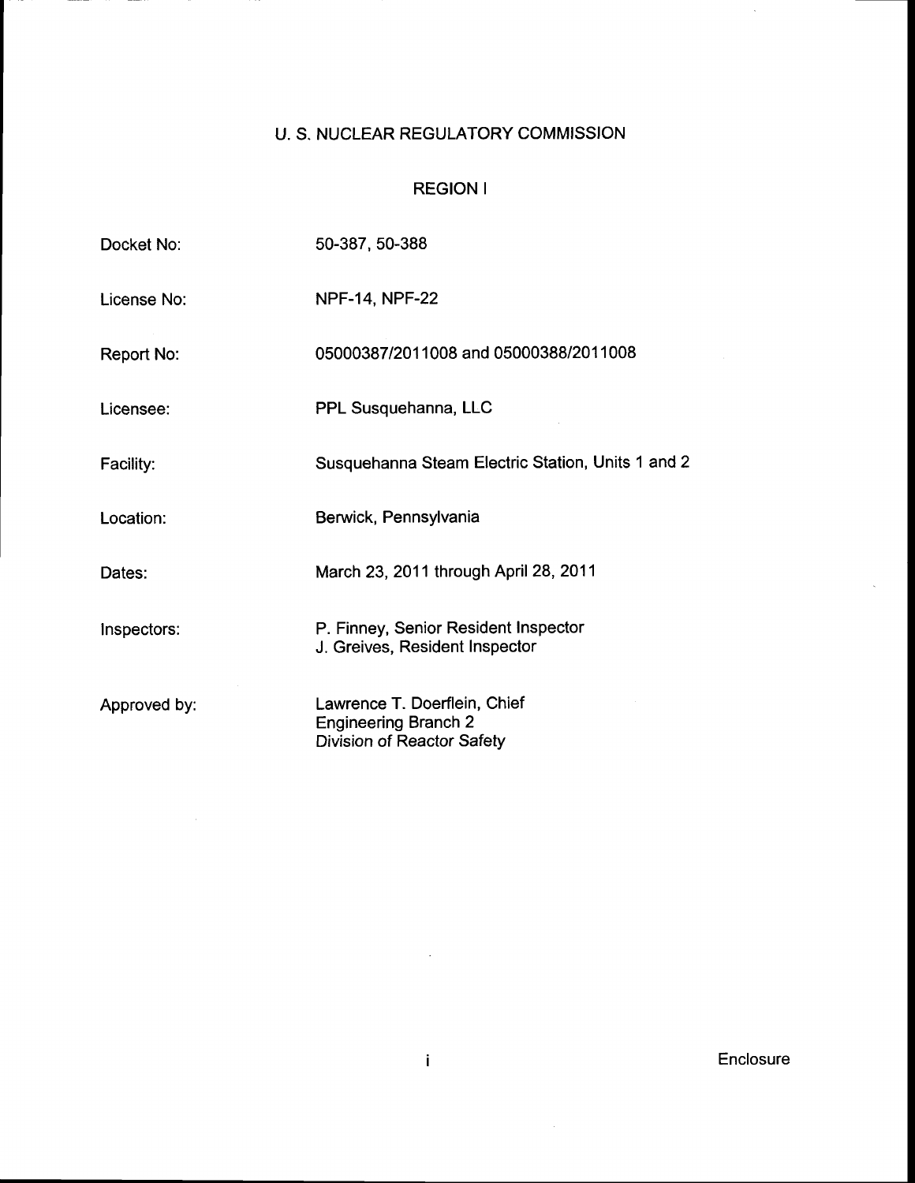# U. S. NUCLEAR REGULATORY COMMISSION

## REGION I

| | |
|---|---|
| Docket No: | 50-387, 50-388 |
| License No: | NPF-14, NPF-22 |
| Report No: | 05000387/2011008 and 05000388/2011008 |
| Licensee: | PPL Susquehanna, LLC |
| Facility: | Susquehanna Steam Electric Station, Units 1 and 2 |
| Location: | Berwick, Pennsylvania |
| Dates: | March 23, 2011 through April 28, 2011 |
| Inspectors: | P. Finney, Senior Resident Inspector<br>J. Greives, Resident Inspector |
| Approved by: | Lawrence T. Doerflein, Chief<br>Engineering Branch 2<br>Division of Reactor Safety |

Enclosure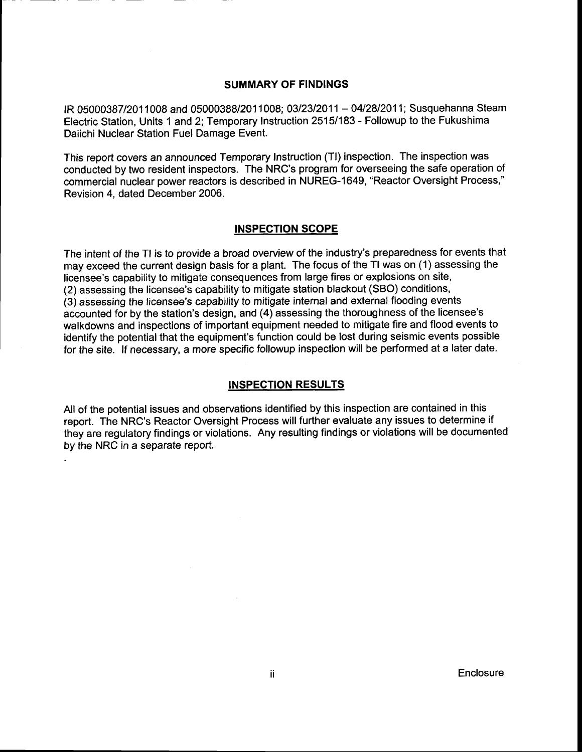## SUMMARY OF FINDINGS

IR 05000387/2011008 and 05000388/2011008; 03/23/2011 – 04/28/2011; Susquehanna Steam Electric Station, Units 1 and 2; Temporary Instruction 2515/183 - Followup to the Fukushima Daiichi Nuclear Station Fuel Damage Event.

This report covers an announced Temporary Instruction (TI) inspection. The inspection was conducted by two resident inspectors. The NRC's program for overseeing the safe operation of commercial nuclear power reactors is described in NUREG-1649, "Reactor Oversight Process," Revision 4, dated December 2006.

## INSPECTION SCOPE

The intent of the TI is to provide a broad overview of the industry's preparedness for events that may exceed the current design basis for a plant. The focus of the TI was on (1) assessing the licensee's capability to mitigate consequences from large fires or explosions on site, (2) assessing the licensee's capability to mitigate station blackout (SBO) conditions, (3) assessing the licensee's capability to mitigate internal and external flooding events accounted for by the station's design, and (4) assessing the thoroughness of the licensee's walkdowns and inspections of important equipment needed to mitigate fire and flood events to identify the potential that the equipment's function could be lost during seismic events possible for the site. If necessary, a more specific followup inspection will be performed at a later date.

## INSPECTION RESULTS

All of the potential issues and observations identified by this inspection are contained in this report. The NRC's Reactor Oversight Process will further evaluate any issues to determine if they are regulatory findings or violations. Any resulting findings or violations will be documented by the NRC in a separate report.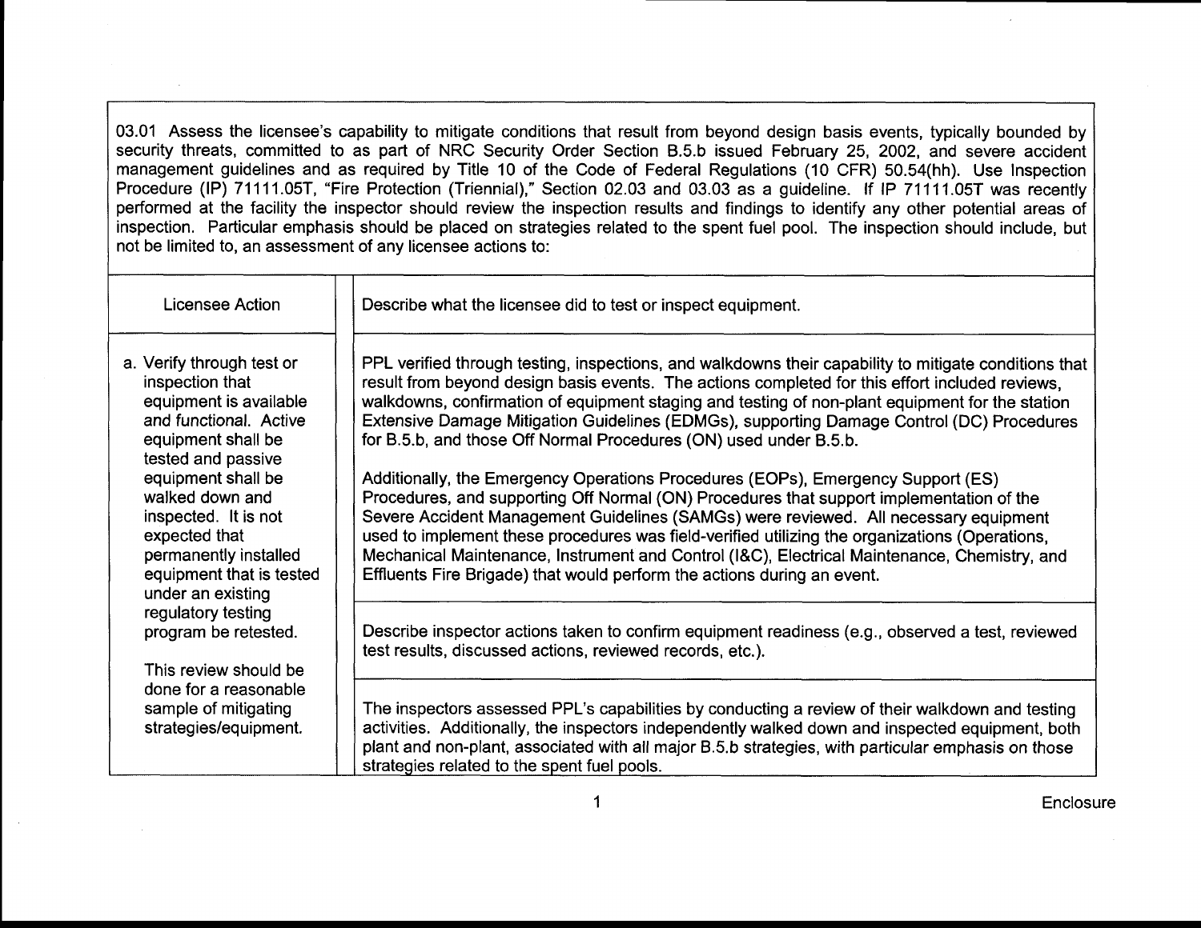03.01 Assess the licensee's capability to mitigate conditions that result from beyond design basis events, typically bounded by security threats, committed to as part of NRC Security Order Section B.5.b issued February 25, 2002, and severe accident management guidelines and as required by Title 10 of the Code of Federal Regulations (10 CFR) 50.54(hh). Use Inspection Procedure (IP) 71111.05T, "Fire Protection (Triennial)," Section 02.03 and 03.03 as a guideline. If IP 71111.05T was recently performed at the facility the inspector should review the inspection results and findings to identify any other potential areas of inspection. Particular emphasis should be placed on strategies related to the spent fuel pool. The inspection should include, but not be limited to, an assessment of any licensee actions to:

| Licensee Action | Describe what the licensee did to test or inspect equipment. |
|---|---|
| a. Verify through test or inspection that equipment is available and functional. Active equipment shall be tested and passive equipment shall be walked down and inspected. It is not expected that permanently installed equipment that is tested under an existing regulatory testing program be retested.<br><br>This review should be done for a reasonable sample of mitigating strategies/equipment. | PPL verified through testing, inspections, and walkdowns their capability to mitigate conditions that result from beyond design basis events. The actions completed for this effort included reviews, walkdowns, confirmation of equipment staging and testing of non-plant equipment for the station Extensive Damage Mitigation Guidelines (EDMGs), supporting Damage Control (DC) Procedures for B.5.b, and those Off Normal Procedures (ON) used under B.5.b.<br><br>Additionally, the Emergency Operations Procedures (EOPs), Emergency Support (ES) Procedures, and supporting Off Normal (ON) Procedures that support implementation of the Severe Accident Management Guidelines (SAMGs) were reviewed. All necessary equipment used to implement these procedures was field-verified utilizing the organizations (Operations, Mechanical Maintenance, Instrument and Control (I&C), Electrical Maintenance, Chemistry, and Effluents Fire Brigade) that would perform the actions during an event.<br><br>**Describe inspector actions taken to confirm equipment readiness (e.g., observed a test, reviewed test results, discussed actions, reviewed records, etc.).**<br><br>The inspectors assessed PPL's capabilities by conducting a review of their walkdown and testing activities. Additionally, the inspectors independently walked down and inspected equipment, both plant and non-plant, associated with all major B.5.b strategies, with particular emphasis on those strategies related to the spent fuel pools. |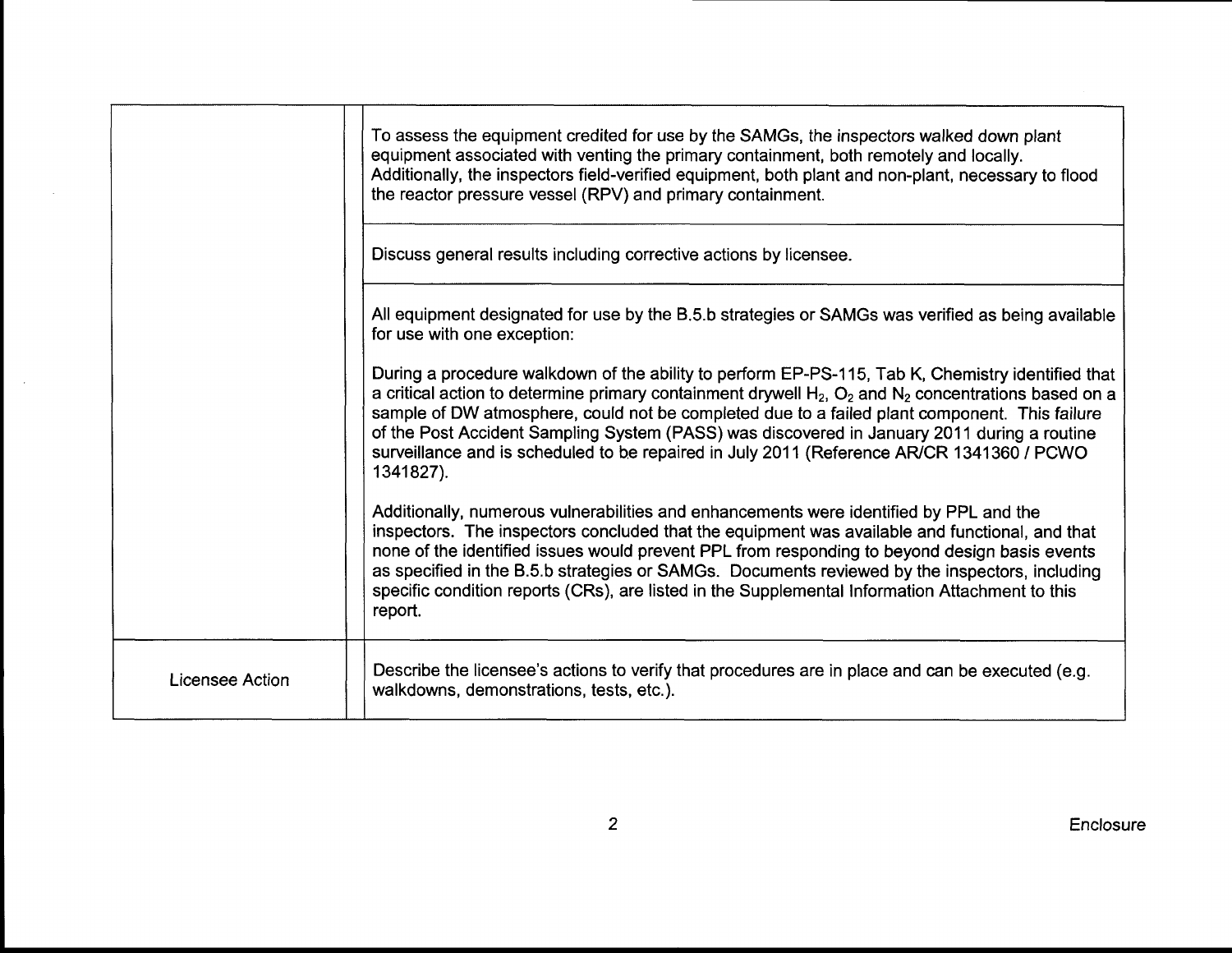| | |
|---|---|
| | To assess the equipment credited for use by the SAMGs, the inspectors walked down plant equipment associated with venting the primary containment, both remotely and locally. Additionally, the inspectors field-verified equipment, both plant and non-plant, necessary to flood the reactor pressure vessel (RPV) and primary containment. |
| | Discuss general results including corrective actions by licensee. |
| | All equipment designated for use by the B.5.b strategies or SAMGs was verified as being available for use with one exception:<br><br>During a procedure walkdown of the ability to perform EP-PS-115, Tab K, Chemistry identified that a critical action to determine primary containment drywell $H_2$, $O_2$ and $N_2$ concentrations based on a sample of DW atmosphere, could not be completed due to a failed plant component. This failure of the Post Accident Sampling System (PASS) was discovered in January 2011 during a routine surveillance and is scheduled to be repaired in July 2011 (Reference AR/CR 1341360 / PCWO 1341827).<br><br>Additionally, numerous vulnerabilities and enhancements were identified by PPL and the inspectors. The inspectors concluded that the equipment was available and functional, and that none of the identified issues would prevent PPL from responding to beyond design basis events as specified in the B.5.b strategies or SAMGs. Documents reviewed by the inspectors, including specific condition reports (CRs), are listed in the Supplemental Information Attachment to this report. |
| Licensee Action | Describe the licensee's actions to verify that procedures are in place and can be executed (e.g. walkdowns, demonstrations, tests, etc.). |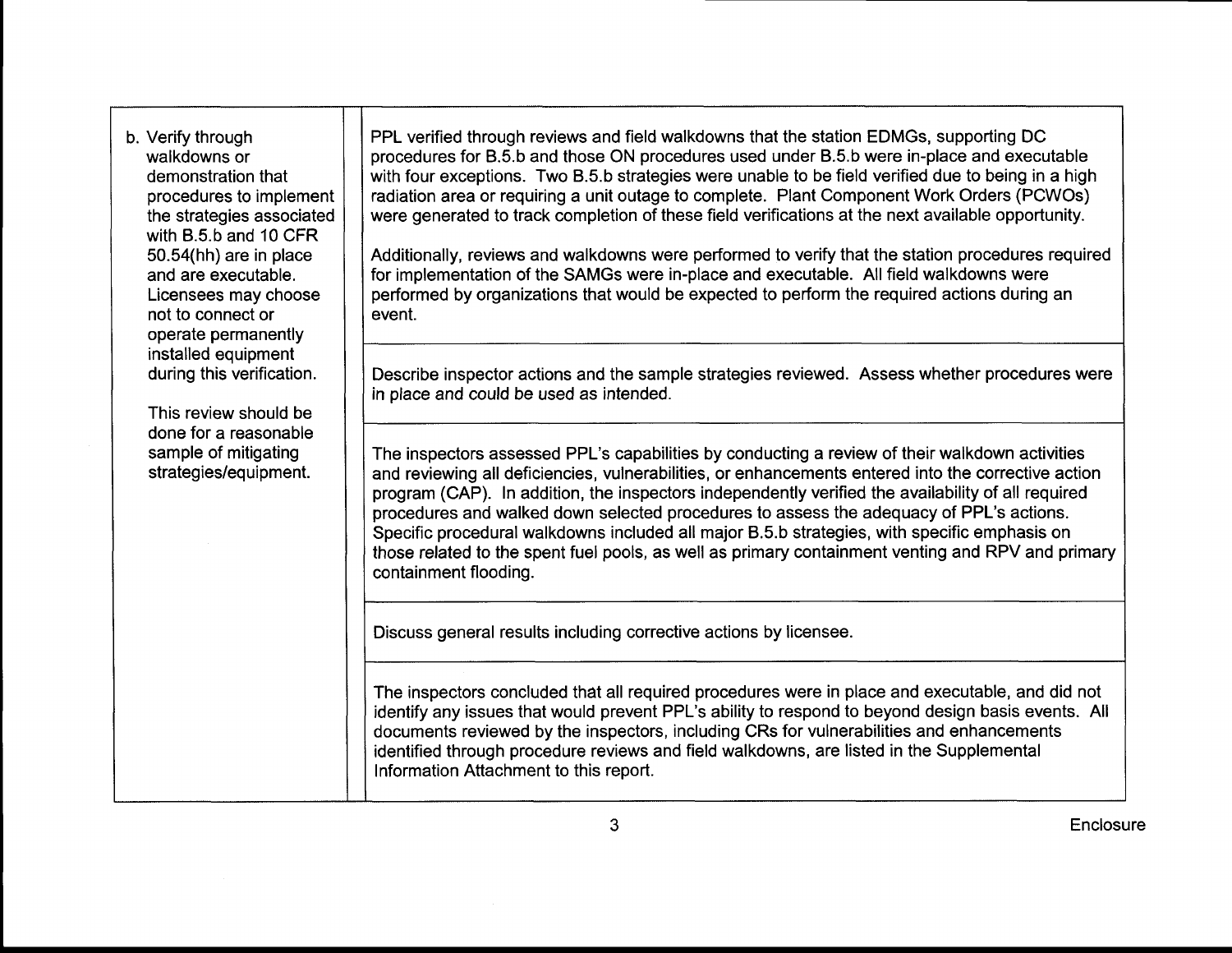| | |
|---|---|
| b. Verify through walkdowns or demonstration that procedures to implement the strategies associated with B.5.b and 10 CFR 50.54(hh) are in place and are executable. Licensees may choose not to connect or operate permanently installed equipment during this verification.<br><br>This review should be done for a reasonable sample of mitigating strategies/equipment. | PPL verified through reviews and field walkdowns that the station EDMGs, supporting DC procedures for B.5.b and those ON procedures used under B.5.b were in-place and executable with four exceptions. Two B.5.b strategies were unable to be field verified due to being in a high radiation area or requiring a unit outage to complete. Plant Component Work Orders (PCWOs) were generated to track completion of these field verifications at the next available opportunity.<br><br>Additionally, reviews and walkdowns were performed to verify that the station procedures required for implementation of the SAMGs were in-place and executable. All field walkdowns were performed by organizations that would be expected to perform the required actions during an event. |
| | Describe inspector actions and the sample strategies reviewed. Assess whether procedures were in place and could be used as intended. |
| | The inspectors assessed PPL's capabilities by conducting a review of their walkdown activities and reviewing all deficiencies, vulnerabilities, or enhancements entered into the corrective action program (CAP). In addition, the inspectors independently verified the availability of all required procedures and walked down selected procedures to assess the adequacy of PPL's actions. Specific procedural walkdowns included all major B.5.b strategies, with specific emphasis on those related to the spent fuel pools, as well as primary containment venting and RPV and primary containment flooding. |
| | Discuss general results including corrective actions by licensee. |
| | The inspectors concluded that all required procedures were in place and executable, and did not identify any issues that would prevent PPL's ability to respond to beyond design basis events. All documents reviewed by the inspectors, including CRs for vulnerabilities and enhancements identified through procedure reviews and field walkdowns, are listed in the Supplemental Information Attachment to this report. |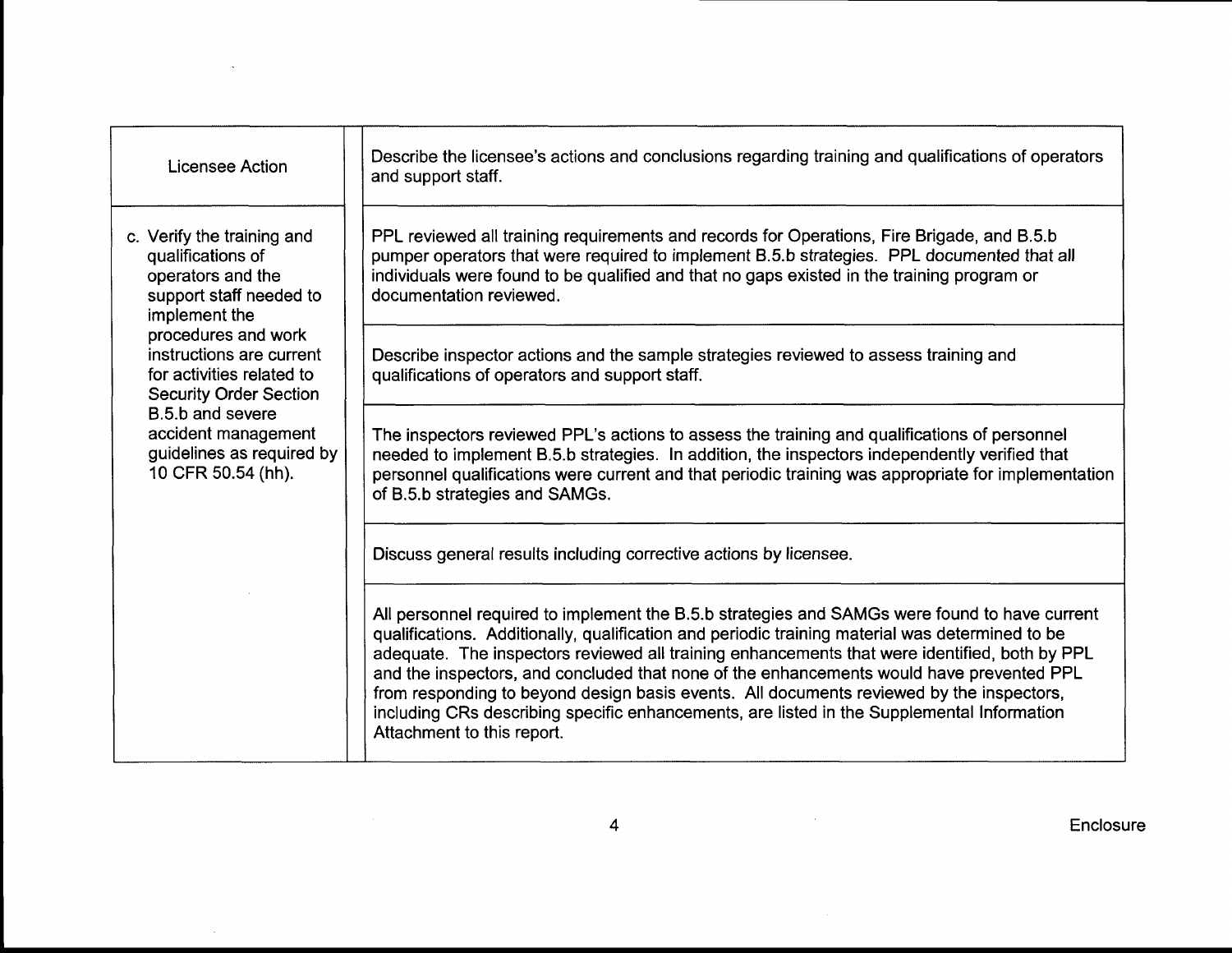| Licensee Action | Describe the licensee's actions and conclusions regarding training and qualifications of operators and support staff. |
|---|---|
| c. Verify the training and qualifications of operators and the support staff needed to implement the procedures and work instructions are current for activities related to Security Order Section B.5.b and severe accident management guidelines as required by 10 CFR 50.54 (hh). | PPL reviewed all training requirements and records for Operations, Fire Brigade, and B.5.b pumper operators that were required to implement B.5.b strategies. PPL documented that all individuals were found to be qualified and that no gaps existed in the training program or documentation reviewed. |
| | Describe inspector actions and the sample strategies reviewed to assess training and qualifications of operators and support staff. |
| | The inspectors reviewed PPL's actions to assess the training and qualifications of personnel needed to implement B.5.b strategies. In addition, the inspectors independently verified that personnel qualifications were current and that periodic training was appropriate for implementation of B.5.b strategies and SAMGs. |
| | Discuss general results including corrective actions by licensee. |
| | All personnel required to implement the B.5.b strategies and SAMGs were found to have current qualifications. Additionally, qualification and periodic training material was determined to be adequate. The inspectors reviewed all training enhancements that were identified, both by PPL and the inspectors, and concluded that none of the enhancements would have prevented PPL from responding to beyond design basis events. All documents reviewed by the inspectors, including CRs describing specific enhancements, are listed in the Supplemental Information Attachment to this report. |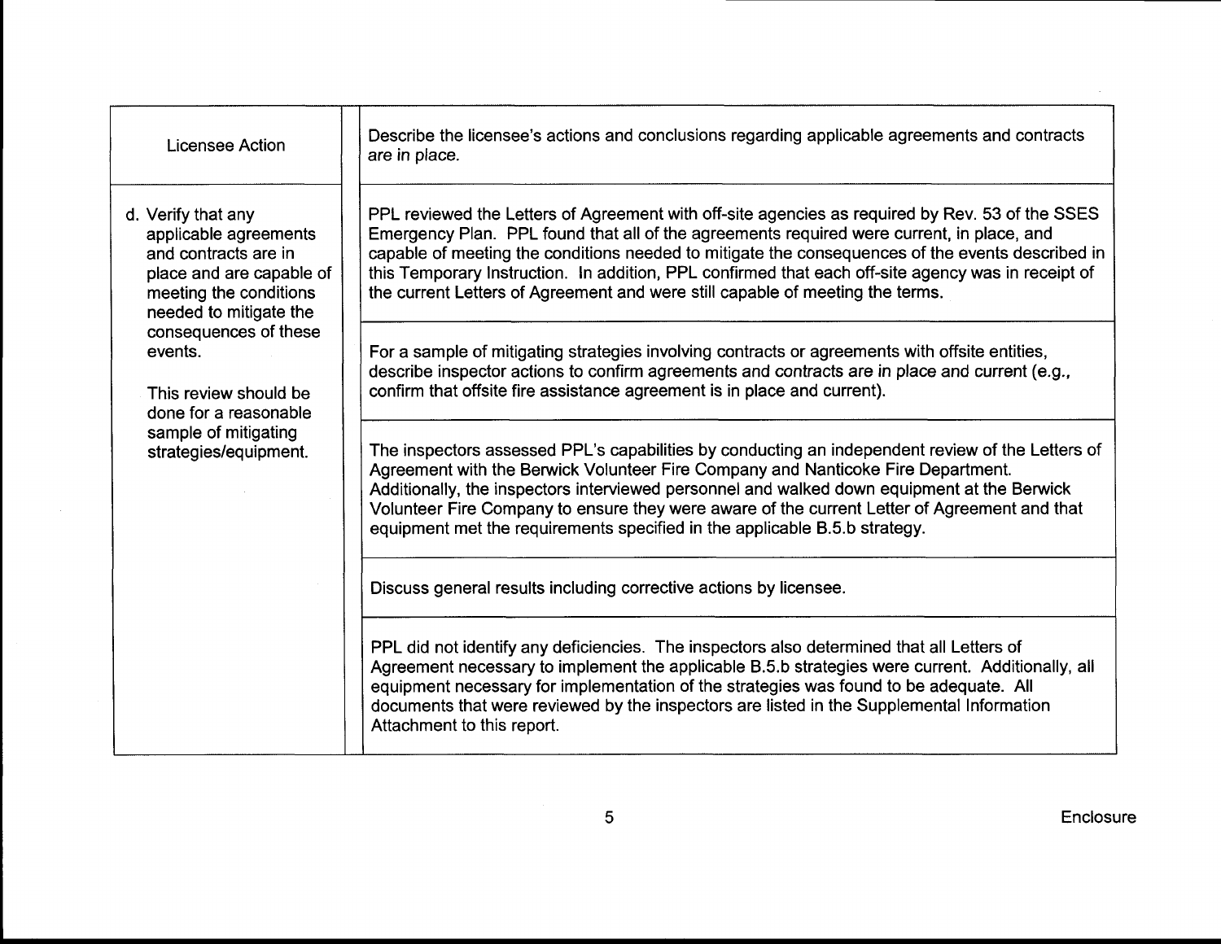| Licensee Action | Describe the licensee's actions and conclusions regarding applicable agreements and contracts are in place. |
|---|---|
| d. Verify that any applicable agreements and contracts are in place and are capable of meeting the conditions needed to mitigate the consequences of these events.<br><br>This review should be done for a reasonable sample of mitigating strategies/equipment. | PPL reviewed the Letters of Agreement with off-site agencies as required by Rev. 53 of the SSES Emergency Plan. PPL found that all of the agreements required were current, in place, and capable of meeting the conditions needed to mitigate the consequences of the events described in this Temporary Instruction. In addition, PPL confirmed that each off-site agency was in receipt of the current Letters of Agreement and were still capable of meeting the terms. |
| | For a sample of mitigating strategies involving contracts or agreements with offsite entities, describe inspector actions to confirm agreements and contracts are in place and current (e.g., confirm that offsite fire assistance agreement is in place and current). |
| | The inspectors assessed PPL's capabilities by conducting an independent review of the Letters of Agreement with the Berwick Volunteer Fire Company and Nanticoke Fire Department. Additionally, the inspectors interviewed personnel and walked down equipment at the Berwick Volunteer Fire Company to ensure they were aware of the current Letter of Agreement and that equipment met the requirements specified in the applicable B.5.b strategy. |
| | Discuss general results including corrective actions by licensee. |
| | PPL did not identify any deficiencies. The inspectors also determined that all Letters of Agreement necessary to implement the applicable B.5.b strategies were current. Additionally, all equipment necessary for implementation of the strategies was found to be adequate. All documents that were reviewed by the inspectors are listed in the Supplemental Information Attachment to this report. |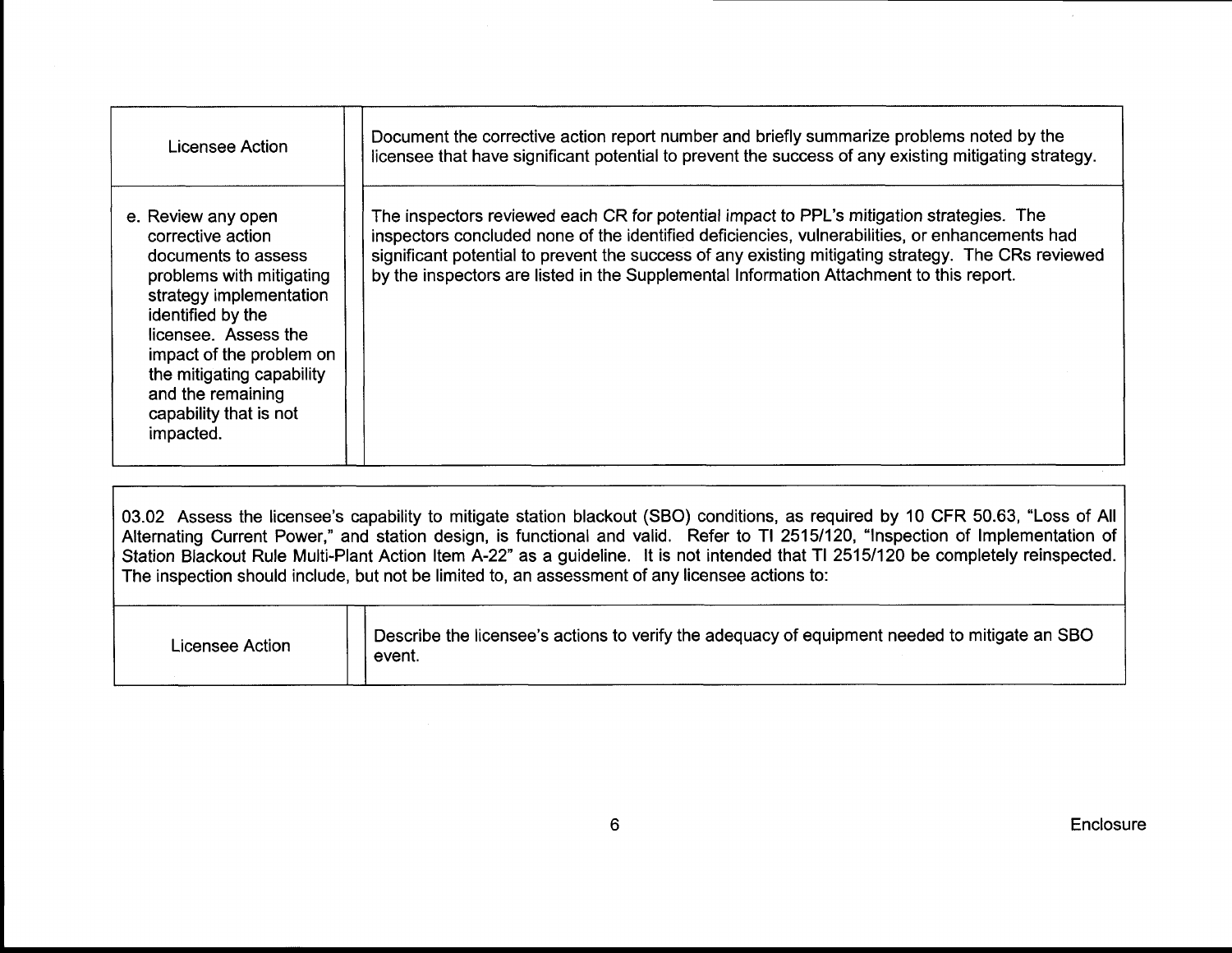| Licensee Action | Document the corrective action report number and briefly summarize problems noted by the licensee that have significant potential to prevent the success of any existing mitigating strategy. |
|---|---|
| e. Review any open corrective action documents to assess problems with mitigating strategy implementation identified by the licensee. Assess the impact of the problem on the mitigating capability and the remaining capability that is not impacted. | The inspectors reviewed each CR for potential impact to PPL's mitigation strategies. The inspectors concluded none of the identified deficiencies, vulnerabilities, or enhancements had significant potential to prevent the success of any existing mitigating strategy. The CRs reviewed by the inspectors are listed in the Supplemental Information Attachment to this report. |

03.02 Assess the licensee's capability to mitigate station blackout (SBO) conditions, as required by 10 CFR 50.63, "Loss of All Alternating Current Power," and station design, is functional and valid. Refer to TI 2515/120, "Inspection of Implementation of Station Blackout Rule Multi-Plant Action Item A-22" as a guideline. It is not intended that TI 2515/120 be completely reinspected. The inspection should include, but not be limited to, an assessment of any licensee actions to:

| Licensee Action | Describe the licensee's actions to verify the adequacy of equipment needed to mitigate an SBO event. |
|---|---|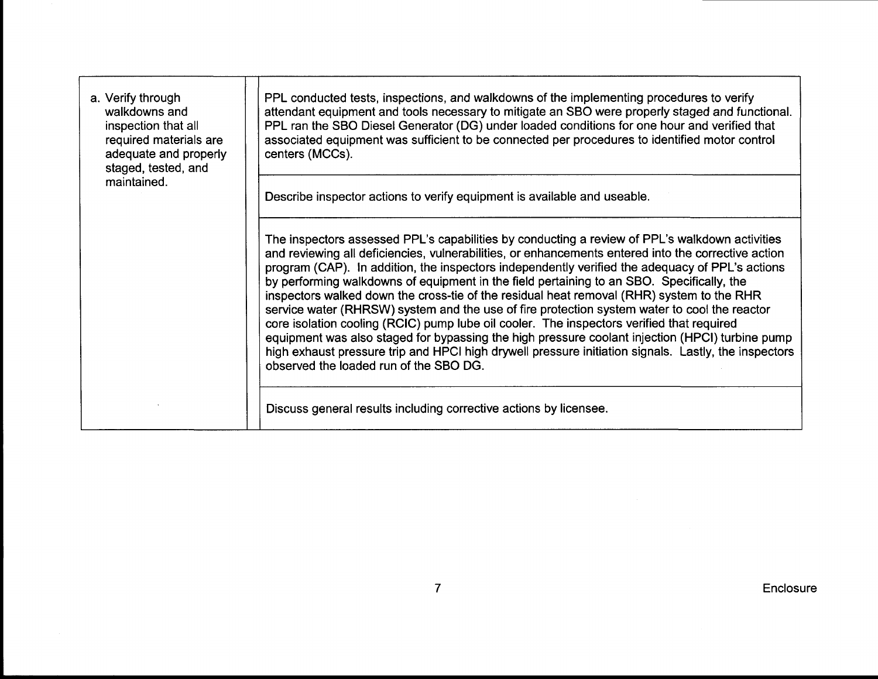| | |
|---|---|
| a. Verify through walkdowns and inspection that all required materials are adequate and properly staged, tested, and maintained. | PPL conducted tests, inspections, and walkdowns of the implementing procedures to verify attendant equipment and tools necessary to mitigate an SBO were properly staged and functional. PPL ran the SBO Diesel Generator (DG) under loaded conditions for one hour and verified that associated equipment was sufficient to be connected per procedures to identified motor control centers (MCCs). |
| | Describe inspector actions to verify equipment is available and useable. |
| | The inspectors assessed PPL's capabilities by conducting a review of PPL's walkdown activities and reviewing all deficiencies, vulnerabilities, or enhancements entered into the corrective action program (CAP). In addition, the inspectors independently verified the adequacy of PPL's actions by performing walkdowns of equipment in the field pertaining to an SBO. Specifically, the inspectors walked down the cross-tie of the residual heat removal (RHR) system to the RHR service water (RHRSW) system and the use of fire protection system water to cool the reactor core isolation cooling (RCIC) pump lube oil cooler. The inspectors verified that required equipment was also staged for bypassing the high pressure coolant injection (HPCI) turbine pump high exhaust pressure trip and HPCI high drywell pressure initiation signals. Lastly, the inspectors observed the loaded run of the SBO DG. |
| | Discuss general results including corrective actions by licensee. |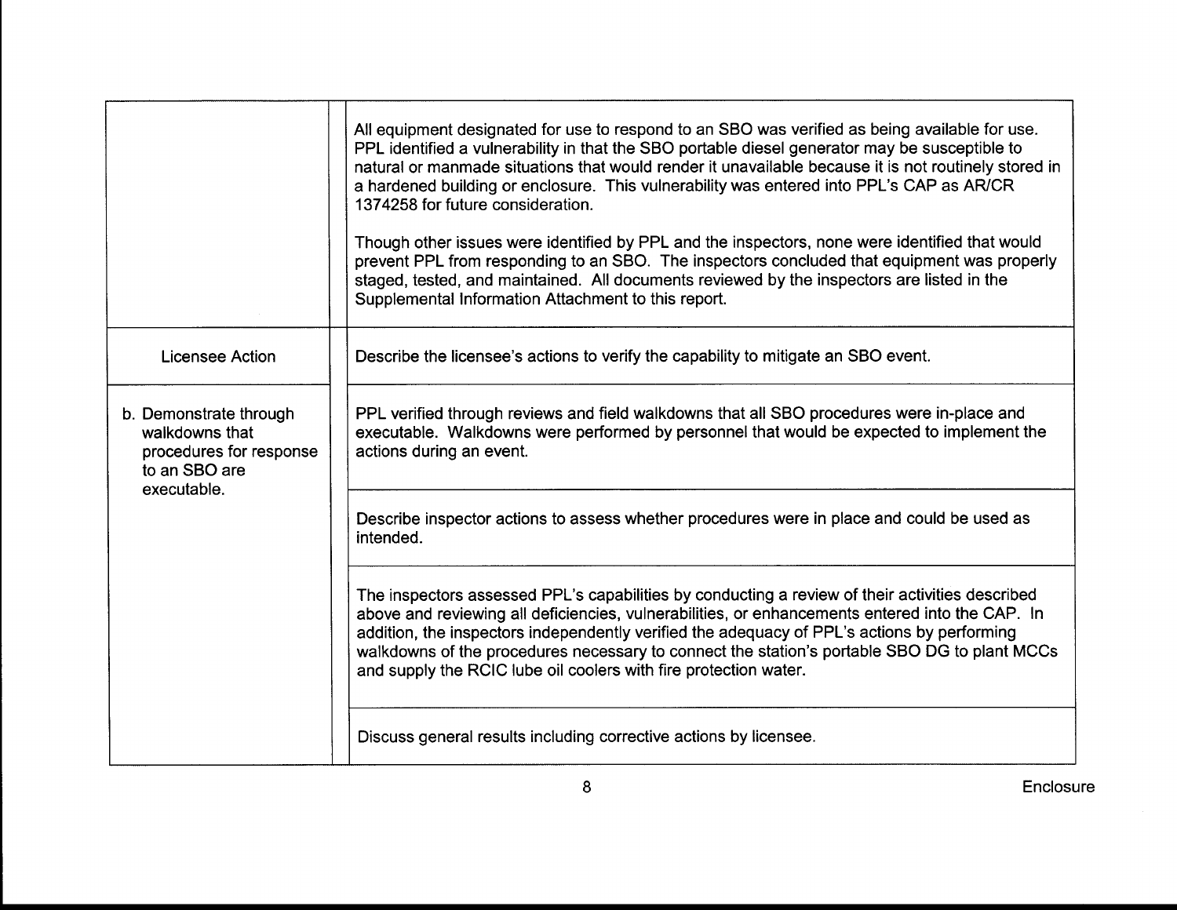| | |
|---|---|
| | All equipment designated for use to respond to an SBO was verified as being available for use. PPL identified a vulnerability in that the SBO portable diesel generator may be susceptible to natural or manmade situations that would render it unavailable because it is not routinely stored in a hardened building or enclosure. This vulnerability was entered into PPL's CAP as AR/CR 1374258 for future consideration.<br><br>Though other issues were identified by PPL and the inspectors, none were identified that would prevent PPL from responding to an SBO. The inspectors concluded that equipment was properly staged, tested, and maintained. All documents reviewed by the inspectors are listed in the Supplemental Information Attachment to this report. |
| Licensee Action | Describe the licensee's actions to verify the capability to mitigate an SBO event. |
| b. Demonstrate through walkdowns that procedures for response to an SBO are executable. | PPL verified through reviews and field walkdowns that all SBO procedures were in-place and executable. Walkdowns were performed by personnel that would be expected to implement the actions during an event. |
| | Describe inspector actions to assess whether procedures were in place and could be used as intended. |
| | The inspectors assessed PPL's capabilities by conducting a review of their activities described above and reviewing all deficiencies, vulnerabilities, or enhancements entered into the CAP. In addition, the inspectors independently verified the adequacy of PPL's actions by performing walkdowns of the procedures necessary to connect the station's portable SBO DG to plant MCCs and supply the RCIC lube oil coolers with fire protection water. |
| | Discuss general results including corrective actions by licensee. |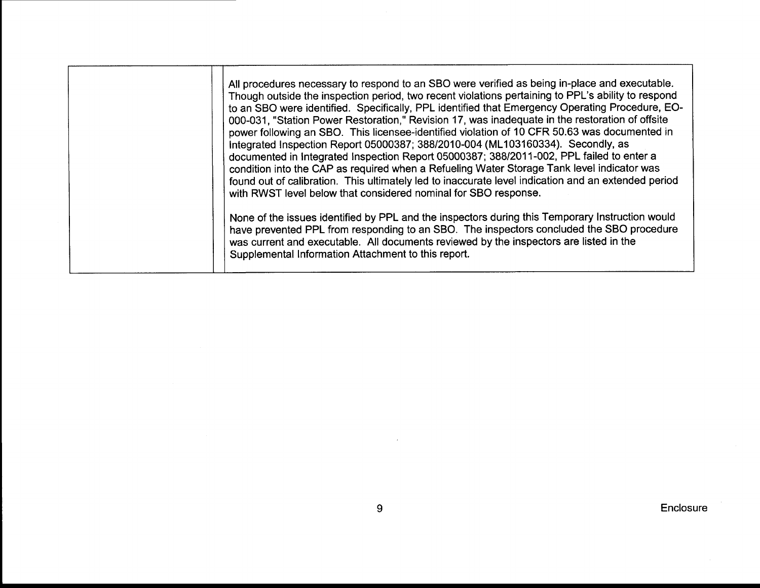| | |
|---|---|
| | All procedures necessary to respond to an SBO were verified as being in-place and executable. Though outside the inspection period, two recent violations pertaining to PPL's ability to respond to an SBO were identified. Specifically, PPL identified that Emergency Operating Procedure, EO-000-031, "Station Power Restoration," Revision 17, was inadequate in the restoration of offsite power following an SBO. This licensee-identified violation of 10 CFR 50.63 was documented in Integrated Inspection Report 05000387; 388/2010-004 (ML103160334). Secondly, as documented in Integrated Inspection Report 05000387; 388/2011-002, PPL failed to enter a condition into the CAP as required when a Refueling Water Storage Tank level indicator was found out of calibration. This ultimately led to inaccurate level indication and an extended period with RWST level below that considered nominal for SBO response.<br><br>None of the issues identified by PPL and the inspectors during this Temporary Instruction would have prevented PPL from responding to an SBO. The inspectors concluded the SBO procedure was current and executable. All documents reviewed by the inspectors are listed in the Supplemental Information Attachment to this report. |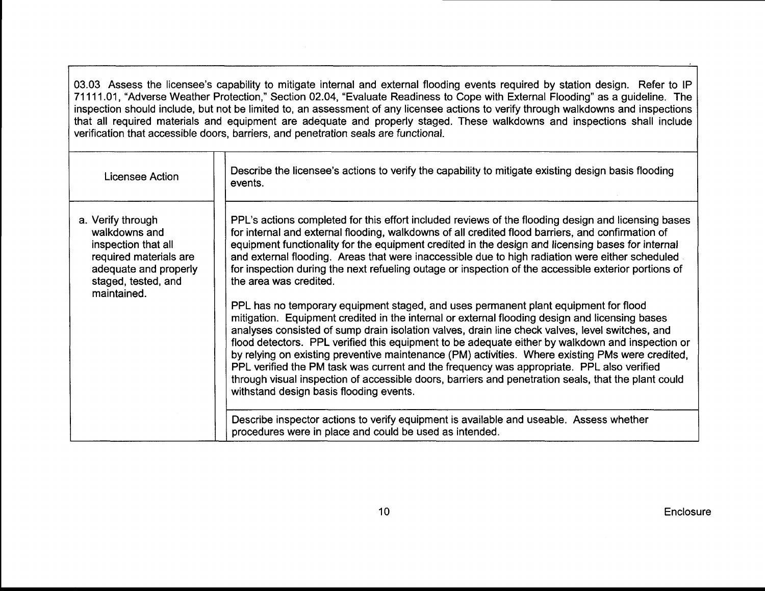03.03 Assess the licensee's capability to mitigate internal and external flooding events required by station design. Refer to IP 71111.01, "Adverse Weather Protection," Section 02.04, "Evaluate Readiness to Cope with External Flooding" as a guideline. The inspection should include, but not be limited to, an assessment of any licensee actions to verify through walkdowns and inspections that all required materials and equipment are adequate and properly staged. These walkdowns and inspections shall include verification that accessible doors, barriers, and penetration seals are functional.

| Licensee Action | Describe the licensee's actions to verify the capability to mitigate existing design basis flooding events. |
|---|---|
| a. Verify through walkdowns and inspection that all required materials are adequate and properly staged, tested, and maintained. | PPL's actions completed for this effort included reviews of the flooding design and licensing bases for internal and external flooding, walkdowns of all credited flood barriers, and confirmation of equipment functionality for the equipment credited in the design and licensing bases for internal and external flooding. Areas that were inaccessible due to high radiation were either scheduled for inspection during the next refueling outage or inspection of the accessible exterior portions of the area was credited.<br><br>PPL has no temporary equipment staged, and uses permanent plant equipment for flood mitigation. Equipment credited in the internal or external flooding design and licensing bases analyses consisted of sump drain isolation valves, drain line check valves, level switches, and flood detectors. PPL verified this equipment to be adequate either by walkdown and inspection or by relying on existing preventive maintenance (PM) activities. Where existing PMs were credited, PPL verified the PM task was current and the frequency was appropriate. PPL also verified through visual inspection of accessible doors, barriers and penetration seals, that the plant could withstand design basis flooding events. |
| | Describe inspector actions to verify equipment is available and useable. Assess whether procedures were in place and could be used as intended. |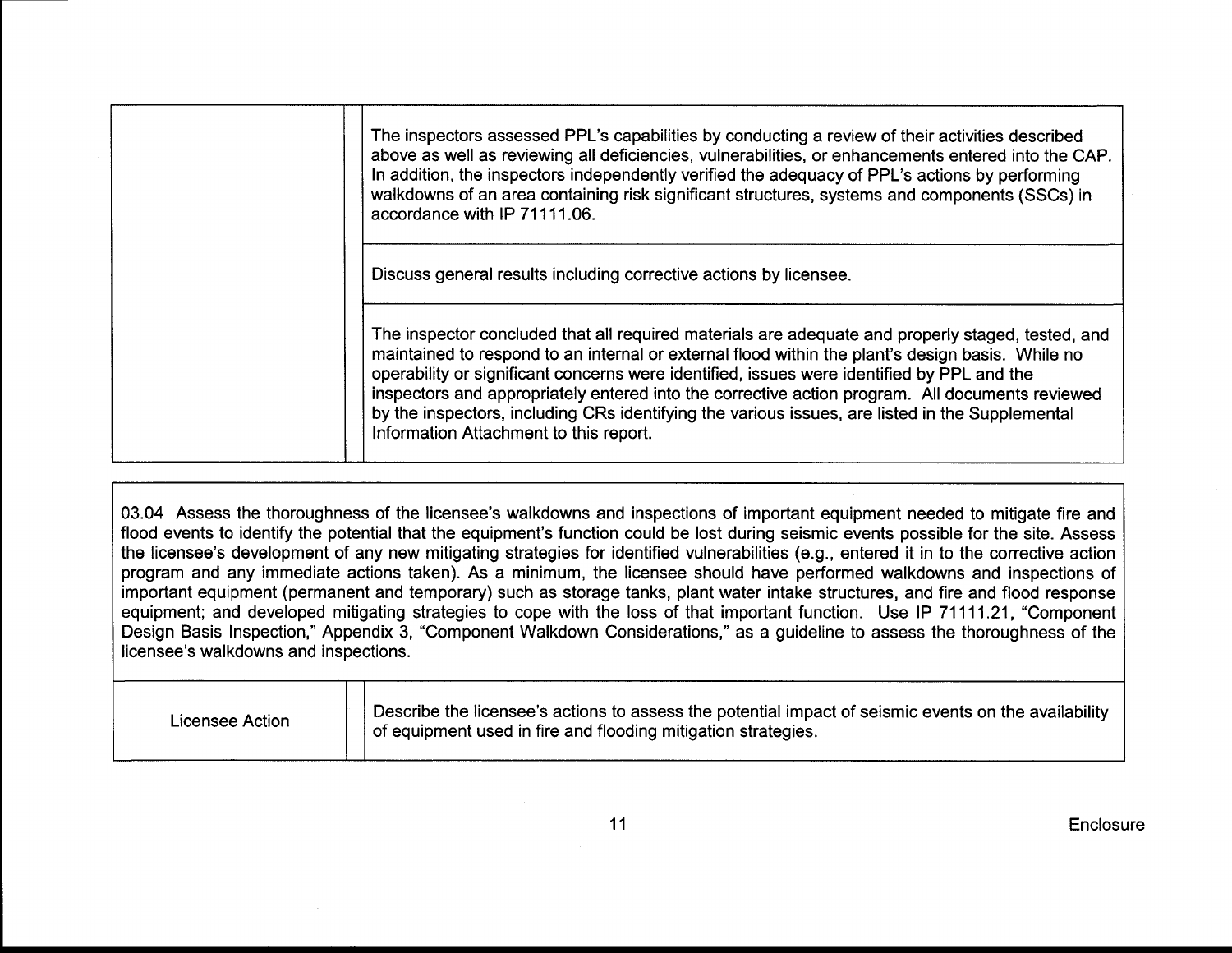| | |
|---|---|
| | The inspectors assessed PPL's capabilities by conducting a review of their activities described above as well as reviewing all deficiencies, vulnerabilities, or enhancements entered into the CAP. In addition, the inspectors independently verified the adequacy of PPL's actions by performing walkdowns of an area containing risk significant structures, systems and components (SSCs) in accordance with IP 71111.06. |
| | Discuss general results including corrective actions by licensee. |
| | The inspector concluded that all required materials are adequate and properly staged, tested, and maintained to respond to an internal or external flood within the plant's design basis. While no operability or significant concerns were identified, issues were identified by PPL and the inspectors and appropriately entered into the corrective action program. All documents reviewed by the inspectors, including CRs identifying the various issues, are listed in the Supplemental Information Attachment to this report. |

03.04 Assess the thoroughness of the licensee's walkdowns and inspections of important equipment needed to mitigate fire and flood events to identify the potential that the equipment's function could be lost during seismic events possible for the site. Assess the licensee's development of any new mitigating strategies for identified vulnerabilities (e.g., entered it in to the corrective action program and any immediate actions taken). As a minimum, the licensee should have performed walkdowns and inspections of important equipment (permanent and temporary) such as storage tanks, plant water intake structures, and fire and flood response equipment; and developed mitigating strategies to cope with the loss of that important function. Use IP 71111.21, "Component Design Basis Inspection," Appendix 3, "Component Walkdown Considerations," as a guideline to assess the thoroughness of the licensee's walkdowns and inspections.

| | |
|---|---|
| Licensee Action | Describe the licensee's actions to assess the potential impact of seismic events on the availability of equipment used in fire and flooding mitigation strategies. |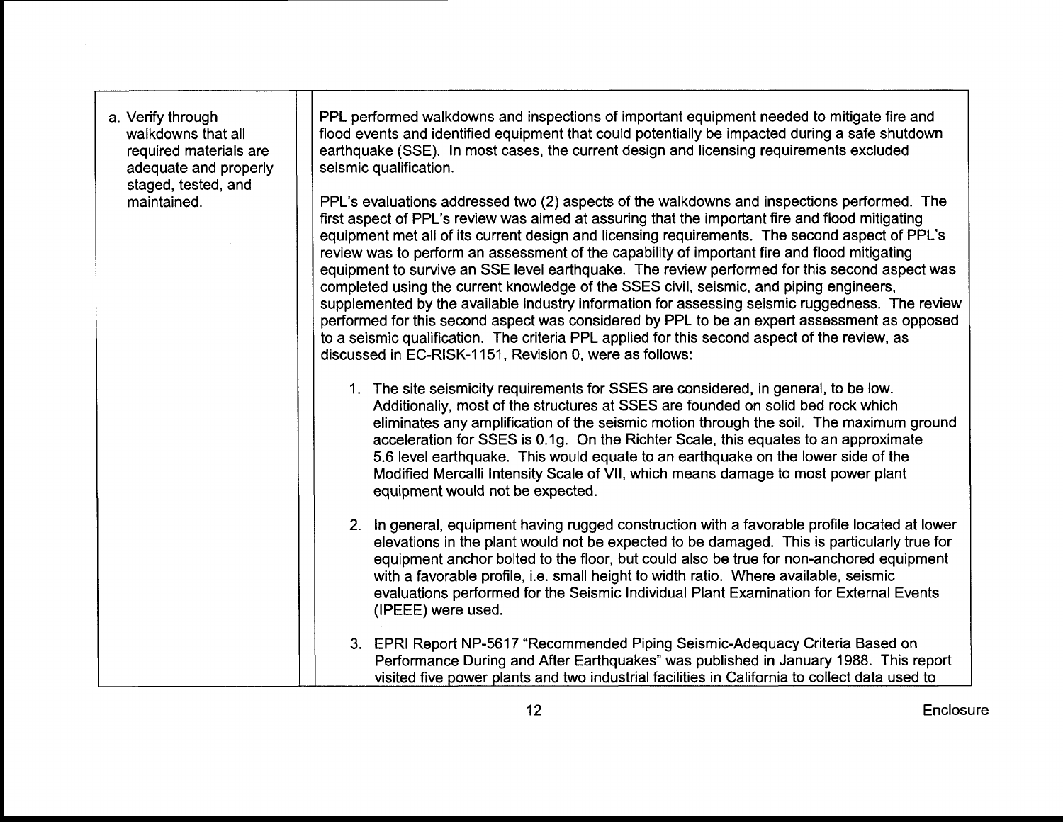| | |
|---|---|
| a. Verify through walkdowns that all required materials are adequate and properly staged, tested, and maintained. | PPL performed walkdowns and inspections of important equipment needed to mitigate fire and flood events and identified equipment that could potentially be impacted during a safe shutdown earthquake (SSE). In most cases, the current design and licensing requirements excluded seismic qualification.<br><br>PPL's evaluations addressed two (2) aspects of the walkdowns and inspections performed. The first aspect of PPL's review was aimed at assuring that the important fire and flood mitigating equipment met all of its current design and licensing requirements. The second aspect of PPL's review was to perform an assessment of the capability of important fire and flood mitigating equipment to survive an SSE level earthquake. The review performed for this second aspect was completed using the current knowledge of the SSES civil, seismic, and piping engineers, supplemented by the available industry information for assessing seismic ruggedness. The review performed for this second aspect was considered by PPL to be an expert assessment as opposed to a seismic qualification. The criteria PPL applied for this second aspect of the review, as discussed in EC-RISK-1151, Revision 0, were as follows:<br><br>1. The site seismicity requirements for SSES are considered, in general, to be low. Additionally, most of the structures at SSES are founded on solid bed rock which eliminates any amplification of the seismic motion through the soil. The maximum ground acceleration for SSES is 0.1g. On the Richter Scale, this equates to an approximate 5.6 level earthquake. This would equate to an earthquake on the lower side of the Modified Mercalli Intensity Scale of VII, which means damage to most power plant equipment would not be expected.<br><br>2. In general, equipment having rugged construction with a favorable profile located at lower elevations in the plant would not be expected to be damaged. This is particularly true for equipment anchor bolted to the floor, but could also be true for non-anchored equipment with a favorable profile, i.e. small height to width ratio. Where available, seismic evaluations performed for the Seismic Individual Plant Examination for External Events (IPEEE) were used.<br><br>3. EPRI Report NP-5617 "Recommended Piping Seismic-Adequacy Criteria Based on Performance During and After Earthquakes" was published in January 1988. This report visited five power plants and two industrial facilities in California to collect data used to |